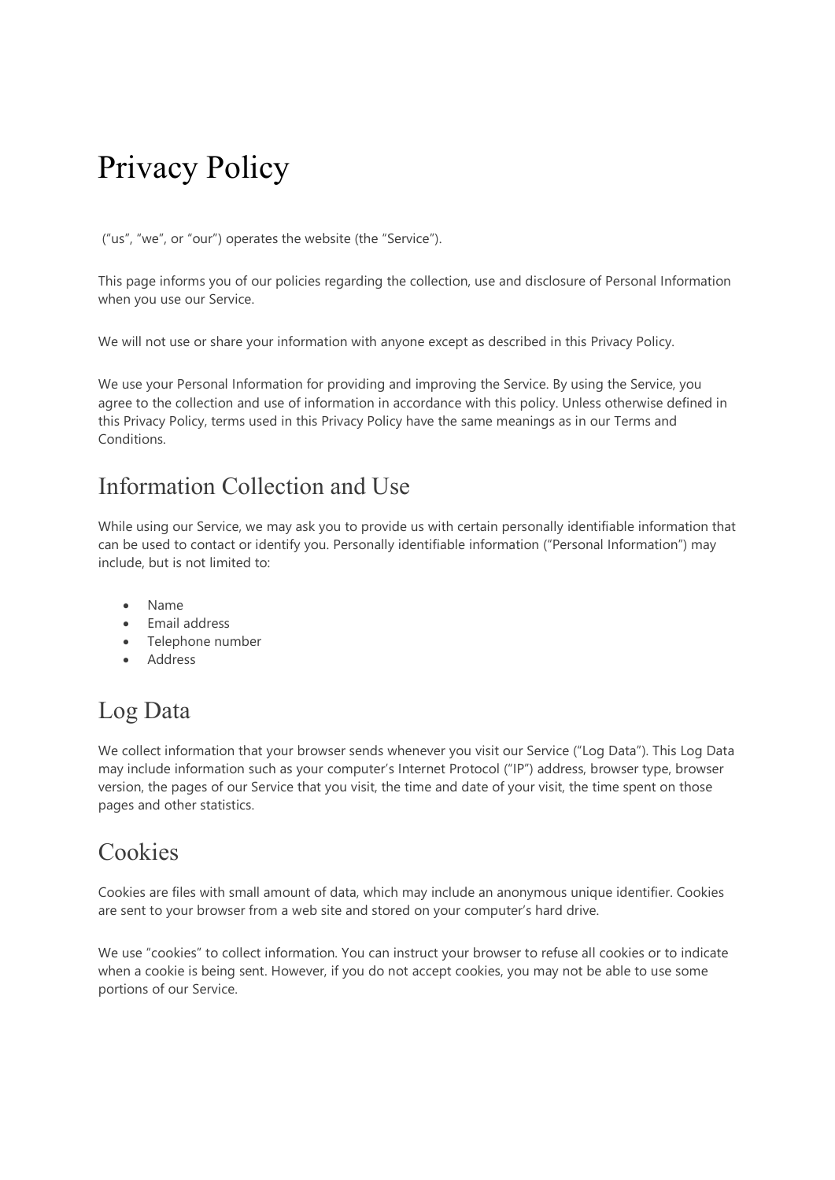# Privacy Policy

("us", "we", or "our") operates the website (the "Service").

This page informs you of our policies regarding the collection, use and disclosure of Personal Information when you use our Service.

We will not use or share your information with anyone except as described in this Privacy Policy.

We use your Personal Information for providing and improving the Service. By using the Service, you agree to the collection and use of information in accordance with this policy. Unless otherwise defined in this Privacy Policy, terms used in this Privacy Policy have the same meanings as in our Terms and Conditions.

## Information Collection and Use

While using our Service, we may ask you to provide us with certain personally identifiable information that can be used to contact or identify you. Personally identifiable information ("Personal Information") may include, but is not limited to:

- Name
- Email address
- Telephone number
- Address

## Log Data

We collect information that your browser sends whenever you visit our Service ("Log Data"). This Log Data may include information such as your computer's Internet Protocol ("IP") address, browser type, browser version, the pages of our Service that you visit, the time and date of your visit, the time spent on those pages and other statistics.

## Cookies

Cookies are files with small amount of data, which may include an anonymous unique identifier. Cookies are sent to your browser from a web site and stored on your computer's hard drive.

We use "cookies" to collect information. You can instruct your browser to refuse all cookies or to indicate when a cookie is being sent. However, if you do not accept cookies, you may not be able to use some portions of our Service.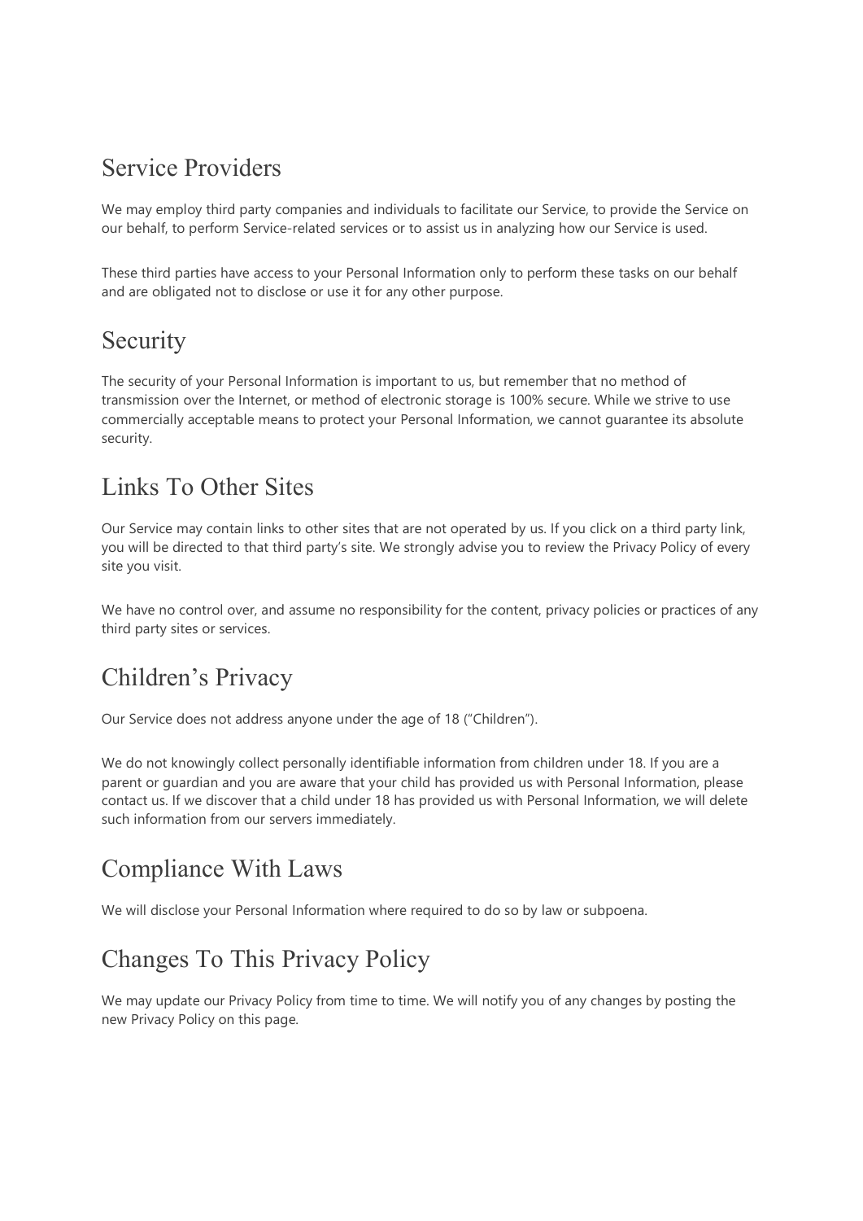## Service Providers

We may employ third party companies and individuals to facilitate our Service, to provide the Service on our behalf, to perform Service-related services or to assist us in analyzing how our Service is used.

These third parties have access to your Personal Information only to perform these tasks on our behalf and are obligated not to disclose or use it for any other purpose.

## Security

The security of your Personal Information is important to us, but remember that no method of transmission over the Internet, or method of electronic storage is 100% secure. While we strive to use commercially acceptable means to protect your Personal Information, we cannot guarantee its absolute security.

## Links To Other Sites

Our Service may contain links to other sites that are not operated by us. If you click on a third party link, you will be directed to that third party's site. We strongly advise you to review the Privacy Policy of every site you visit.

We have no control over, and assume no responsibility for the content, privacy policies or practices of any third party sites or services.

## Children's Privacy

Our Service does not address anyone under the age of 18 ("Children").

We do not knowingly collect personally identifiable information from children under 18. If you are a parent or guardian and you are aware that your child has provided us with Personal Information, please contact us. If we discover that a child under 18 has provided us with Personal Information, we will delete such information from our servers immediately.

## Compliance With Laws

We will disclose your Personal Information where required to do so by law or subpoena.

## Changes To This Privacy Policy

We may update our Privacy Policy from time to time. We will notify you of any changes by posting the new Privacy Policy on this page.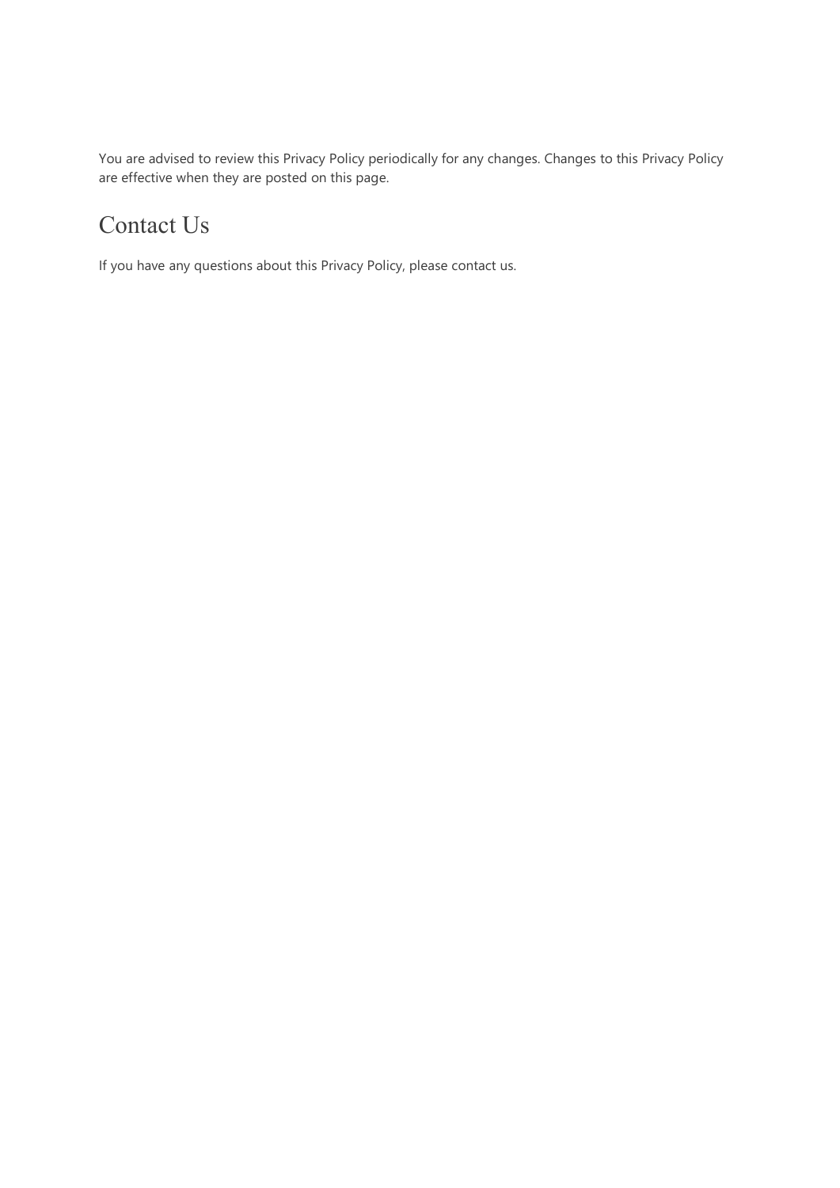You are advised to review this Privacy Policy periodically for any changes. Changes to this Privacy Policy are effective when they are posted on this page.

## Contact Us

If you have any questions about this Privacy Policy, please contact us.